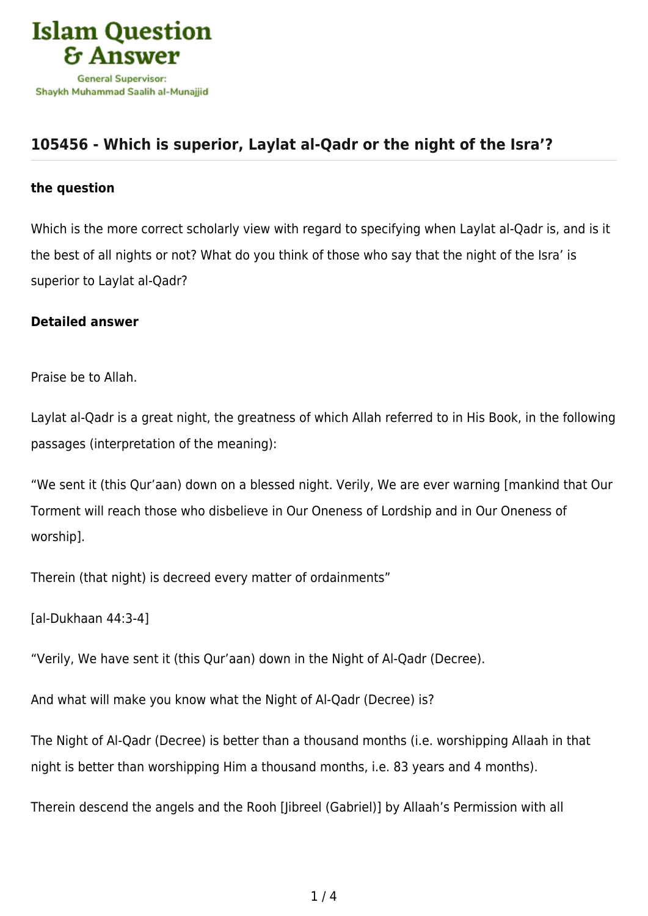# 105456 - Which is superior, Laylat al-Qadr or the night of the Isra’?

### the question

Which is the more correct scholarly view with regard to specifying when Laylat al-Qadr is, and is it the best of all nights or not? What do you think of those who say that the night of the Isra’ is superior to Laylat al-Qadr?

### Detailed answer

Praise be to Allah.

Laylat al-Qadr is a great night, the greatness of which Allah referred to in His Book, in the following passages (interpretation of the meaning):

“We sent it (this Qur’aan) down on a blessed night. Verily, We are ever warning [mankind that Our Torment will reach those who disbelieve in Our Oneness of Lordship and in Our Oneness of worship].

Therein (that night) is decreed every matter of ordainments”

[al-Dukhaan 44:3-4]

“Verily, We have sent it (this Qur’aan) down in the Night of Al-Qadr (Decree).

And what will make you know what the Night of Al-Qadr (Decree) is?

The Night of Al-Qadr (Decree) is better than a thousand months (i.e. worshipping Allaah in that night is better than worshipping Him a thousand months, i.e. 83 years and 4 months).

Therein descend the angels and the Rooh [Jibreel (Gabriel)] by Allaah’s Permission with all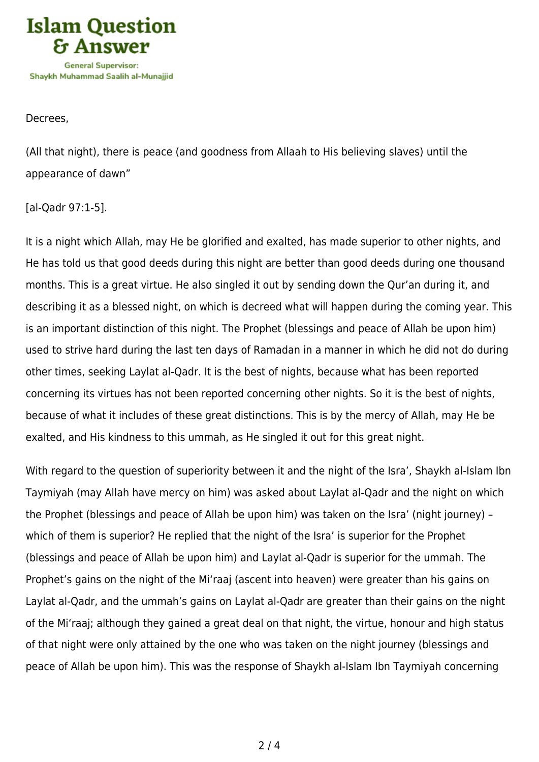Decrees,

(All that night), there is peace (and goodness from Allaah to His believing slaves) until the appearance of dawn"

[al-Qadr 97:1-5].

It is a night which Allah, may He be glorified and exalted, has made superior to other nights, and He has told us that good deeds during this night are better than good deeds during one thousand months. This is a great virtue. He also singled it out by sending down the Qur'an during it, and describing it as a blessed night, on which is decreed what will happen during the coming year. This is an important distinction of this night. The Prophet (blessings and peace of Allah be upon him) used to strive hard during the last ten days of Ramadan in a manner in which he did not do during other times, seeking Laylat al-Qadr. It is the best of nights, because what has been reported concerning its virtues has not been reported concerning other nights. So it is the best of nights, because of what it includes of these great distinctions. This is by the mercy of Allah, may He be exalted, and His kindness to this ummah, as He singled it out for this great night.

With regard to the question of superiority between it and the night of the Isra', Shaykh al-Islam Ibn Taymiyah (may Allah have mercy on him) was asked about Laylat al-Qadr and the night on which the Prophet (blessings and peace of Allah be upon him) was taken on the Isra' (night journey) – which of them is superior? He replied that the night of the Isra' is superior for the Prophet (blessings and peace of Allah be upon him) and Laylat al-Qadr is superior for the ummah. The Prophet's gains on the night of the Mi'raaj (ascent into heaven) were greater than his gains on Laylat al-Qadr, and the ummah's gains on Laylat al-Qadr are greater than their gains on the night of the Mi'raaj; although they gained a great deal on that night, the virtue, honour and high status of that night were only attained by the one who was taken on the night journey (blessings and peace of Allah be upon him). This was the response of Shaykh al-Islam Ibn Taymiyah concerning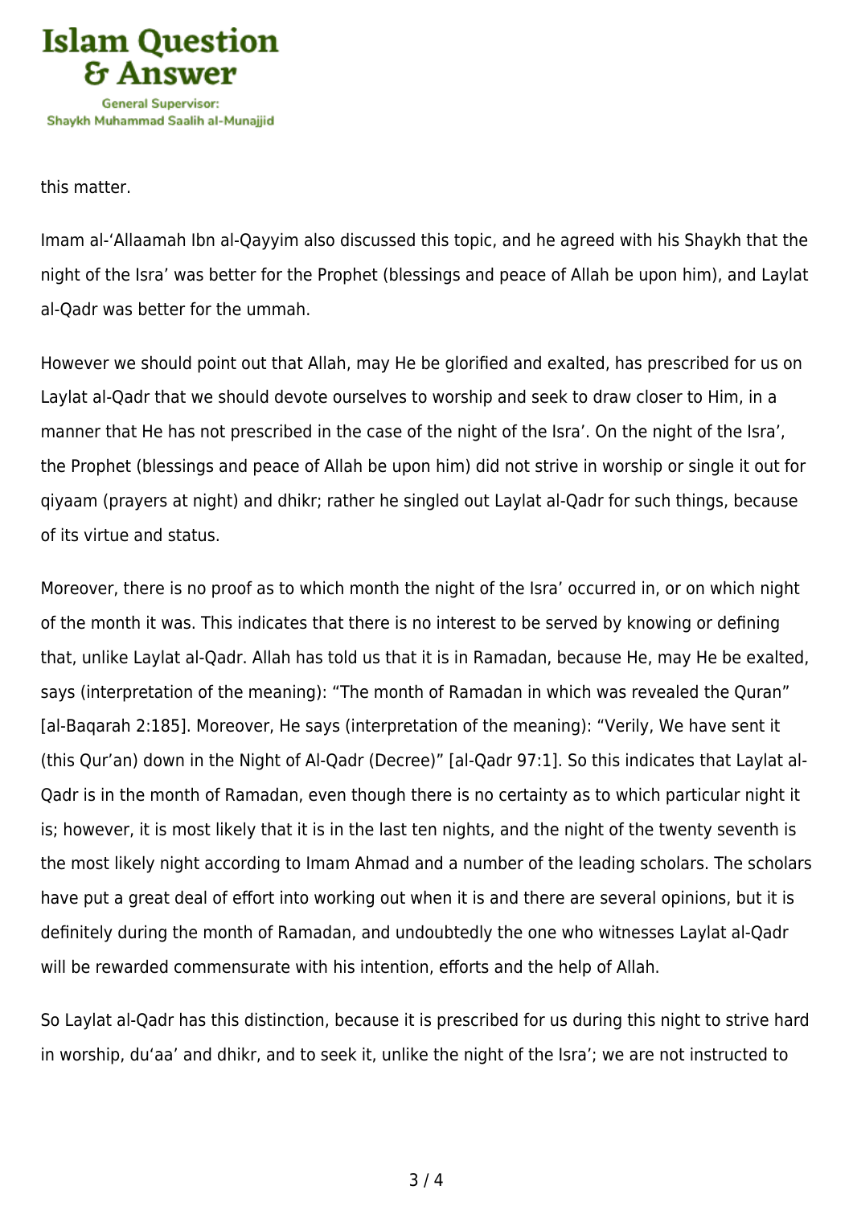this matter.

Imam al-‘Allaamah Ibn al-Qayyim also discussed this topic, and he agreed with his Shaykh that the night of the Isra’ was better for the Prophet (blessings and peace of Allah be upon him), and Laylat al-Qadr was better for the ummah.

However we should point out that Allah, may He be glorified and exalted, has prescribed for us on Laylat al-Qadr that we should devote ourselves to worship and seek to draw closer to Him, in a manner that He has not prescribed in the case of the night of the Isra’. On the night of the Isra’, the Prophet (blessings and peace of Allah be upon him) did not strive in worship or single it out for qiyaam (prayers at night) and dhikr; rather he singled out Laylat al-Qadr for such things, because of its virtue and status.

Moreover, there is no proof as to which month the night of the Isra’ occurred in, or on which night of the month it was. This indicates that there is no interest to be served by knowing or defining that, unlike Laylat al-Qadr. Allah has told us that it is in Ramadan, because He, may He be exalted, says (interpretation of the meaning): “The month of Ramadan in which was revealed the Quran” [al-Baqarah 2:185]. Moreover, He says (interpretation of the meaning): “Verily, We have sent it (this Qur’an) down in the Night of Al-Qadr (Decree)” [al-Qadr 97:1]. So this indicates that Laylat al-Qadr is in the month of Ramadan, even though there is no certainty as to which particular night it is; however, it is most likely that it is in the last ten nights, and the night of the twenty seventh is the most likely night according to Imam Ahmad and a number of the leading scholars. The scholars have put a great deal of effort into working out when it is and there are several opinions, but it is definitely during the month of Ramadan, and undoubtedly the one who witnesses Laylat al-Qadr will be rewarded commensurate with his intention, efforts and the help of Allah.

So Laylat al-Qadr has this distinction, because it is prescribed for us during this night to strive hard in worship, du‘aa’ and dhikr, and to seek it, unlike the night of the Isra’; we are not instructed to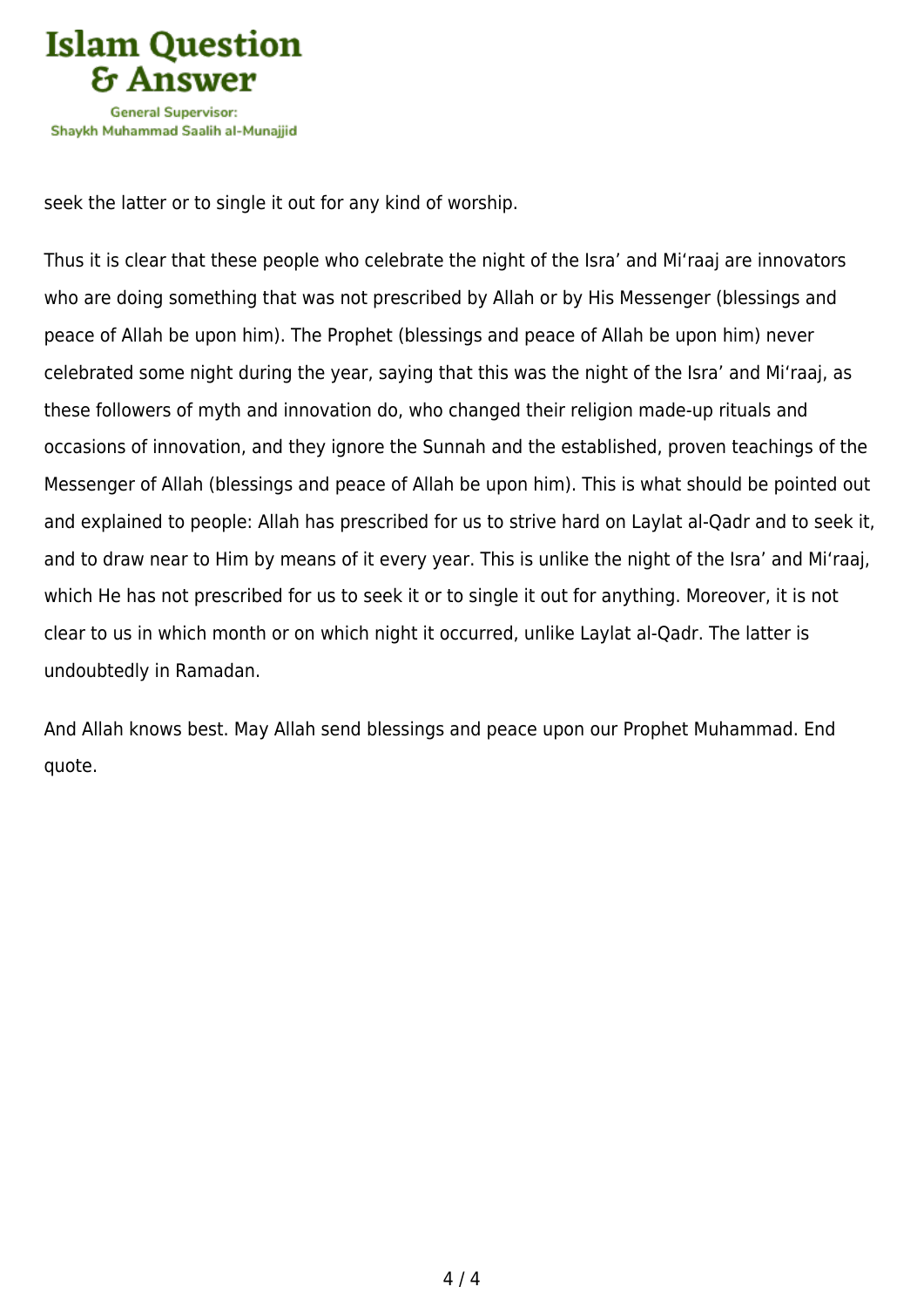seek the latter or to single it out for any kind of worship.

Thus it is clear that these people who celebrate the night of the Isra' and Mi'raaj are innovators who are doing something that was not prescribed by Allah or by His Messenger (blessings and peace of Allah be upon him). The Prophet (blessings and peace of Allah be upon him) never celebrated some night during the year, saying that this was the night of the Isra' and Mi'raaj, as these followers of myth and innovation do, who changed their religion made-up rituals and occasions of innovation, and they ignore the Sunnah and the established, proven teachings of the Messenger of Allah (blessings and peace of Allah be upon him). This is what should be pointed out and explained to people: Allah has prescribed for us to strive hard on Laylat al-Qadr and to seek it, and to draw near to Him by means of it every year. This is unlike the night of the Isra' and Mi'raaj, which He has not prescribed for us to seek it or to single it out for anything. Moreover, it is not clear to us in which month or on which night it occurred, unlike Laylat al-Qadr. The latter is undoubtedly in Ramadan.

And Allah knows best. May Allah send blessings and peace upon our Prophet Muhammad. End quote.